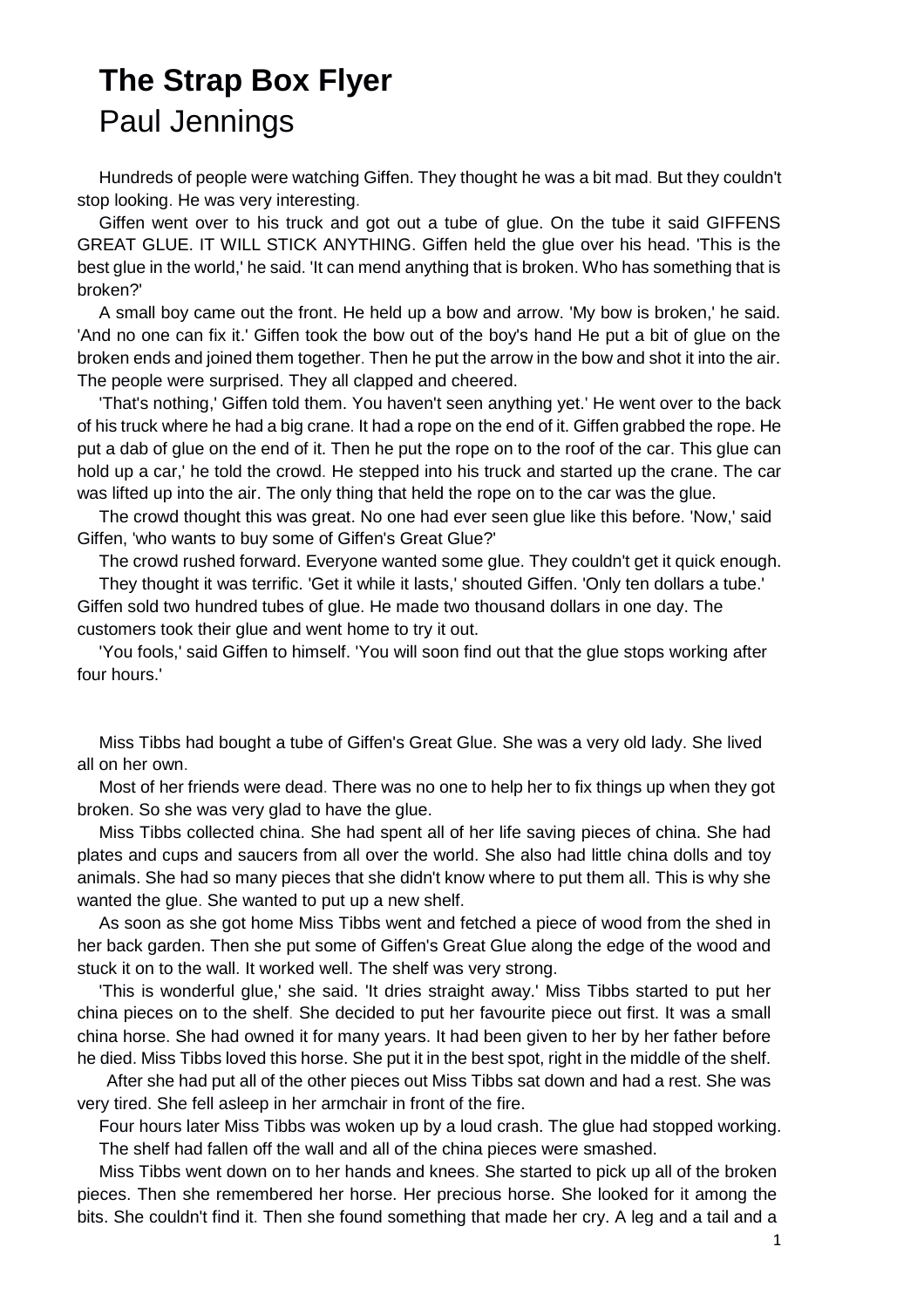# The Strap Box Flyer

Paul Jennings

Hundreds of people were watching Giffen. They thought he was a bit mad. But they couldn't stop looking. He was very interesting.

Giffen went over to his truck and got out a tube of glue. On the tube it said GIFFENS GREAT GLUE. IT WILL STICK ANYTHING. Giffen held the glue over his head. 'This is the best glue in the world,' he said. 'It can mend anything that is broken. Who has something that is broken?'

A small boy came out the front. He held up a bow and arrow. 'My bow is broken,' he said. 'And no one can fix it.' Giffen took the bow out of the boy's hand He put a bit of glue on the broken ends and joined them together. Then he put the arrow in the bow and shot it into the air. The people were surprised. They all clapped and cheered.

'That's nothing,' Giffen told them. You haven't seen anything yet.' He went over to the back of his truck where he had a big crane. It had a rope on the end of it. Giffen grabbed the rope. He put a dab of glue on the end of it. Then he put the rope on to the roof of the car. This glue can hold up a car,' he told the crowd. He stepped into his truck and started up the crane. The car was lifted up into the air. The only thing that held the rope on to the car was the glue.

The crowd thought this was great. No one had ever seen glue like this before. 'Now,' said Giffen, 'who wants to buy some of Giffen's Great Glue?'

The crowd rushed forward. Everyone wanted some glue. They couldn't get it quick enough.

They thought it was terrific. 'Get it while it lasts,' shouted Giffen. 'Only ten dollars a tube.' Giffen sold two hundred tubes of glue. He made two thousand dollars in one day. The customers took their glue and went home to try it out.

'You fools,' said Giffen to himself. 'You will soon find out that the glue stops working after four hours.'

Miss Tibbs had bought a tube of Giffen's Great Glue. She was a very old lady. She lived all on her own.

Most of her friends were dead. There was no one to help her to fix things up when they got broken. So she was very glad to have the glue.

Miss Tibbs collected china. She had spent all of her life saving pieces of china. She had plates and cups and saucers from all over the world. She also had little china dolls and toy animals. She had so many pieces that she didn't know where to put them all. This is why she wanted the glue. She wanted to put up a new shelf.

As soon as she got home Miss Tibbs went and fetched a piece of wood from the shed in her back garden. Then she put some of Giffen's Great Glue along the edge of the wood and stuck it on to the wall. It worked well. The shelf was very strong.

'This is wonderful glue,' she said. 'It dries straight away.' Miss Tibbs started to put her china pieces on to the shelf. She decided to put her favourite piece out first. It was a small china horse. She had owned it for many years. It had been given to her by her father before he died. Miss Tibbs loved this horse. She put it in the best spot, right in the middle of the shelf.

After she had put all of the other pieces out Miss Tibbs sat down and had a rest. She was very tired. She fell asleep in her armchair in front of the fire.

Four hours later Miss Tibbs was woken up by a loud crash. The glue had stopped working.

The shelf had fallen off the wall and all of the china pieces were smashed.

Miss Tibbs went down on to her hands and knees. She started to pick up all of the broken pieces. Then she remembered her horse. Her precious horse. She looked for it among the bits. She couldn't find it. Then she found something that made her cry. A leg and a tail and a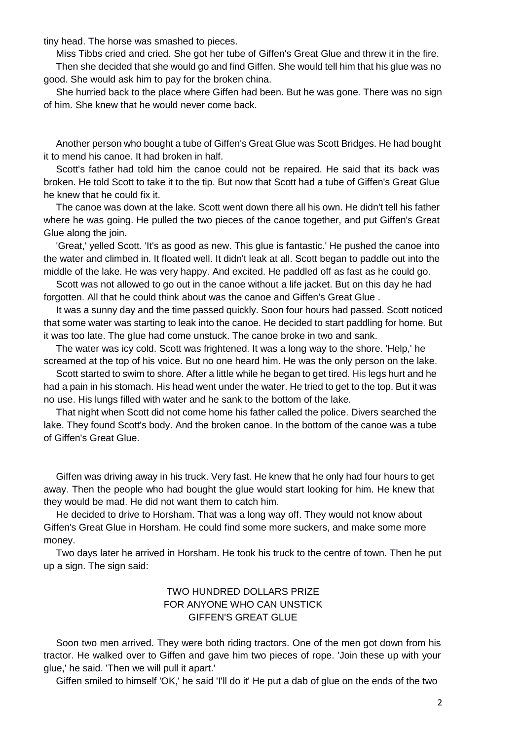tiny head. The horse was smashed to pieces.

Miss Tibbs cried and cried. She got her tube of Giffen's Great Glue and threw it in the fire.

Then she decided that she would go and find Giffen. She would tell him that his glue was no good. She would ask him to pay for the broken china.

She hurried back to the place where Giffen had been. But he was gone. There was no sign of him. She knew that he would never come back.

Another person who bought a tube of Giffen's Great Glue was Scott Bridges. He had bought it to mend his canoe. It had broken in half.

Scott's father had told him the canoe could not be repaired. He said that its back was broken. He told Scott to take it to the tip. But now that Scott had a tube of Giffen's Great Glue he knew that he could fix it.

The canoe was down at the lake. Scott went down there all his own. He didn't tell his father where he was going. He pulled the two pieces of the canoe together, and put Giffen's Great Glue along the join.

'Great,' yelled Scott. 'It's as good as new. This glue is fantastic.' He pushed the canoe into the water and climbed in. It floated well. It didn't leak at all. Scott began to paddle out into the middle of the lake. He was very happy. And excited. He paddled off as fast as he could go.

Scott was not allowed to go out in the canoe without a life jacket. But on this day he had forgotten. All that he could think about was the canoe and Giffen's Great Glue .

It was a sunny day and the time passed quickly. Soon four hours had passed. Scott noticed that some water was starting to leak into the canoe. He decided to start paddling for home. But it was too late. The glue had come unstuck. The canoe broke in two and sank.

The water was icy cold. Scott was frightened. It was a long way to the shore. 'Help,' he screamed at the top of his voice. But no one heard him. He was the only person on the lake.

Scott started to swim to shore. After a little while he began to get tired. His legs hurt and he had a pain in his stomach. His head went under the water. He tried to get to the top. But it was no use. His lungs filled with water and he sank to the bottom of the lake.

That night when Scott did not come home his father called the police. Divers searched the lake. They found Scott's body. And the broken canoe. In the bottom of the canoe was a tube of Giffen's Great Glue.

Giffen was driving away in his truck. Very fast. He knew that he only had four hours to get away. Then the people who had bought the glue would start looking for him. He knew that they would be mad. He did not want them to catch him.

He decided to drive to Horsham. That was a long way off. They would not know about Giffen's Great Glue in Horsham. He could find some more suckers, and make some more money.

Two days later he arrived in Horsham. He took his truck to the centre of town. Then he put up a sign. The sign said:

TWO HUNDRED DOLLARS PRIZE
FOR ANYONE WHO CAN UNSTICK
GIFFEN'S GREAT GLUE

Soon two men arrived. They were both riding tractors. One of the men got down from his tractor. He walked over to Giffen and gave him two pieces of rope. 'Join these up with your glue,' he said. 'Then we will pull it apart.'

Giffen smiled to himself 'OK,' he said 'I'll do it' He put a dab of glue on the ends of the two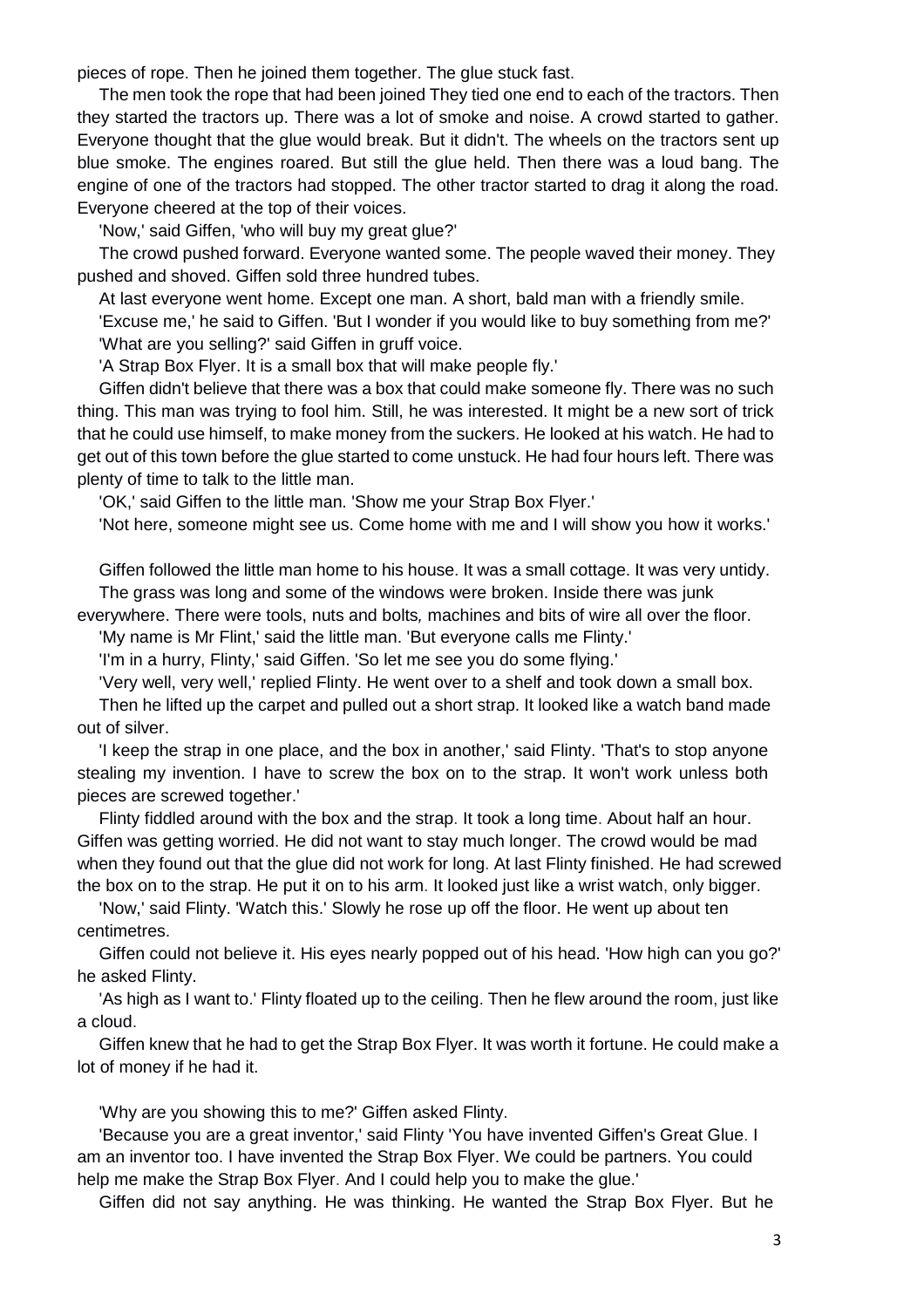pieces of rope. Then he joined them together. The glue stuck fast.

The men took the rope that had been joined They tied one end to each of the tractors. Then they started the tractors up. There was a lot of smoke and noise. A crowd started to gather. Everyone thought that the glue would break. But it didn't. The wheels on the tractors sent up blue smoke. The engines roared. But still the glue held. Then there was a loud bang. The engine of one of the tractors had stopped. The other tractor started to drag it along the road. Everyone cheered at the top of their voices.

'Now,' said Giffen, 'who will buy my great glue?'

The crowd pushed forward. Everyone wanted some. The people waved their money. They pushed and shoved. Giffen sold three hundred tubes.

At last everyone went home. Except one man. A short, bald man with a friendly smile.

'Excuse me,' he said to Giffen. 'But I wonder if you would like to buy something from me?'

'What are you selling?' said Giffen in gruff voice.

'A Strap Box Flyer. It is a small box that will make people fly.'

Giffen didn't believe that there was a box that could make someone fly. There was no such thing. This man was trying to fool him. Still, he was interested. It might be a new sort of trick that he could use himself, to make money from the suckers. He looked at his watch. He had to get out of this town before the glue started to come unstuck. He had four hours left. There was plenty of time to talk to the little man.

'OK,' said Giffen to the little man. 'Show me your Strap Box Flyer.'

'Not here, someone might see us. Come home with me and I will show you how it works.'

Giffen followed the little man home to his house. It was a small cottage. It was very untidy.

The grass was long and some of the windows were broken. Inside there was junk everywhere. There were tools, nuts and bolts, machines and bits of wire all over the floor.

'My name is Mr Flint,' said the little man. 'But everyone calls me Flinty.'

'I'm in a hurry, Flinty,' said Giffen. 'So let me see you do some flying.'

'Very well, very well,' replied Flinty. He went over to a shelf and took down a small box.

Then he lifted up the carpet and pulled out a short strap. It looked like a watch band made out of silver.

'I keep the strap in one place, and the box in another,' said Flinty. 'That's to stop anyone stealing my invention. I have to screw the box on to the strap. It won't work unless both pieces are screwed together.'

Flinty fiddled around with the box and the strap. It took a long time. About half an hour. Giffen was getting worried. He did not want to stay much longer. The crowd would be mad when they found out that the glue did not work for long. At last Flinty finished. He had screwed the box on to the strap. He put it on to his arm. It looked just like a wrist watch, only bigger.

'Now,' said Flinty. 'Watch this.' Slowly he rose up off the floor. He went up about ten centimetres.

Giffen could not believe it. His eyes nearly popped out of his head. 'How high can you go?' he asked Flinty.

'As high as I want to.' Flinty floated up to the ceiling. Then he flew around the room, just like a cloud.

Giffen knew that he had to get the Strap Box Flyer. It was worth it fortune. He could make a lot of money if he had it.

'Why are you showing this to me?' Giffen asked Flinty.

'Because you are a great inventor,' said Flinty 'You have invented Giffen's Great Glue. I am an inventor too. I have invented the Strap Box Flyer. We could be partners. You could help me make the Strap Box Flyer. And I could help you to make the glue.'

Giffen did not say anything. He was thinking. He wanted the Strap Box Flyer. But he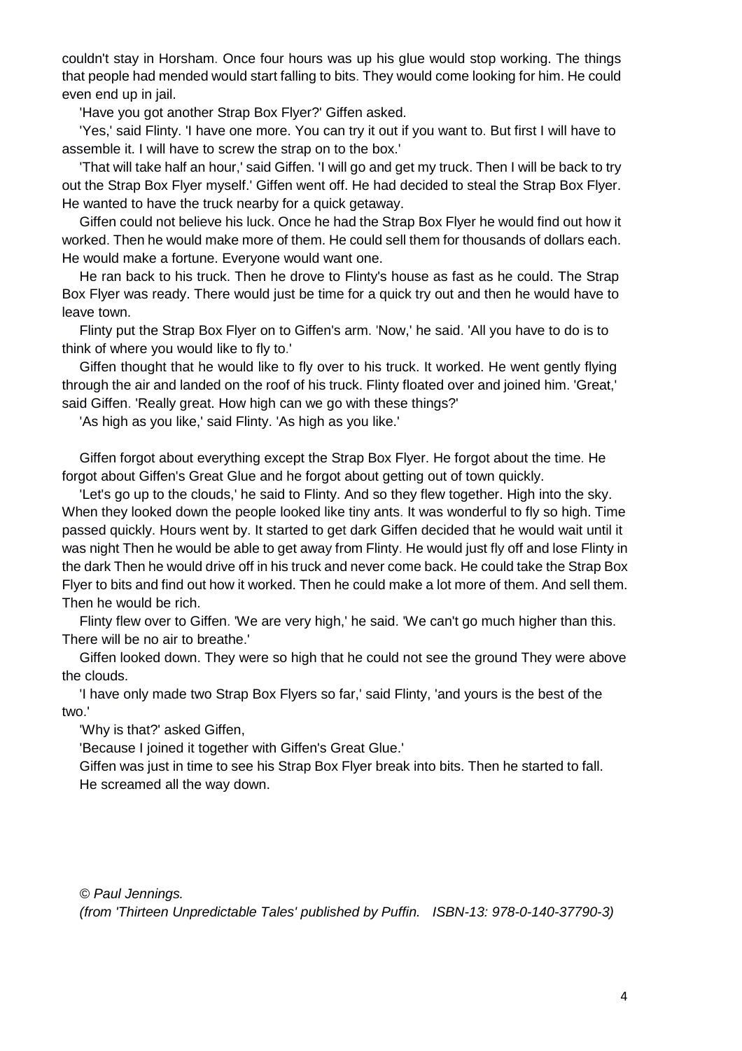couldn't stay in Horsham. Once four hours was up his glue would stop working. The things that people had mended would start falling to bits. They would come looking for him. He could even end up in jail.

'Have you got another Strap Box Flyer?' Giffen asked.

'Yes,' said Flinty. 'I have one more. You can try it out if you want to. But first I will have to assemble it. I will have to screw the strap on to the box.'

'That will take half an hour,' said Giffen. 'I will go and get my truck. Then I will be back to try out the Strap Box Flyer myself.' Giffen went off. He had decided to steal the Strap Box Flyer. He wanted to have the truck nearby for a quick getaway.

Giffen could not believe his luck. Once he had the Strap Box Flyer he would find out how it worked. Then he would make more of them. He could sell them for thousands of dollars each. He would make a fortune. Everyone would want one.

He ran back to his truck. Then he drove to Flinty's house as fast as he could. The Strap Box Flyer was ready. There would just be time for a quick try out and then he would have to leave town.

Flinty put the Strap Box Flyer on to Giffen's arm. 'Now,' he said. 'All you have to do is to think of where you would like to fly to.'

Giffen thought that he would like to fly over to his truck. It worked. He went gently flying through the air and landed on the roof of his truck. Flinty floated over and joined him. 'Great,' said Giffen. 'Really great. How high can we go with these things?'

'As high as you like,' said Flinty. 'As high as you like.'

Giffen forgot about everything except the Strap Box Flyer. He forgot about the time. He forgot about Giffen's Great Glue and he forgot about getting out of town quickly.

'Let's go up to the clouds,' he said to Flinty. And so they flew together. High into the sky. When they looked down the people looked like tiny ants. It was wonderful to fly so high. Time passed quickly. Hours went by. It started to get dark Giffen decided that he would wait until it was night Then he would be able to get away from Flinty. He would just fly off and lose Flinty in the dark Then he would drive off in his truck and never come back. He could take the Strap Box Flyer to bits and find out how it worked. Then he could make a lot more of them. And sell them. Then he would be rich.

Flinty flew over to Giffen. 'We are very high,' he said. 'We can't go much higher than this. There will be no air to breathe.'

Giffen looked down. They were so high that he could not see the ground They were above the clouds.

'I have only made two Strap Box Flyers so far,' said Flinty, 'and yours is the best of the two.'

'Why is that?' asked Giffen,

'Because I joined it together with Giffen's Great Glue.'

Giffen was just in time to see his Strap Box Flyer break into bits. Then he started to fall. He screamed all the way down.

*© Paul Jennings.*
*(from 'Thirteen Unpredictable Tales' published by Puffin. ISBN-13: 978-0-140-37790-3)*